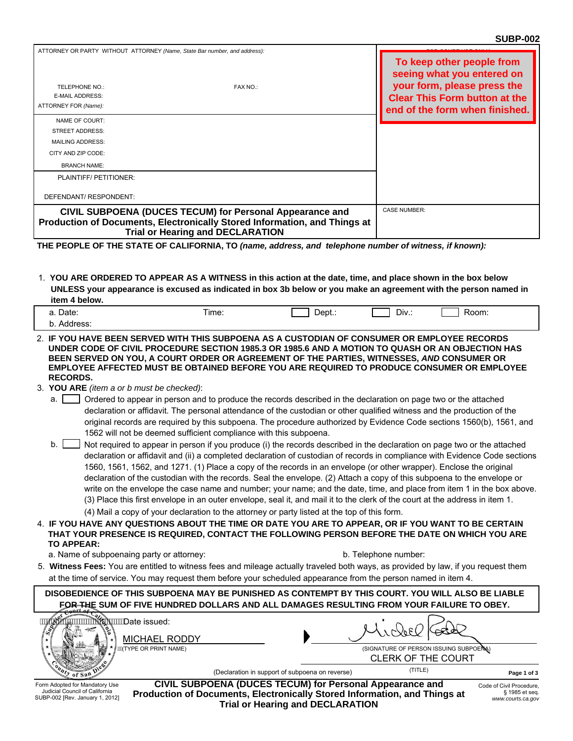SUBP-002

| ATTORNEY OR PARTY WITHOUT ATTORNEY *(Name, State Bar number, and address):* | FOR COURT USE ONLY |
|---|---|
| TELEPHONE NO.: FAX NO.: | |
| E-MAIL ADDRESS: | |
| ATTORNEY FOR *(Name):* | |
| NAME OF COURT: | |
| STREET ADDRESS: | |
| MAILING ADDRESS: | |
| CITY AND ZIP CODE: | |
| BRANCH NAME: | |
| PLAINTIFF/ PETITIONER: | |
| DEFENDANT/ RESPONDENT: | |
| **CIVIL SUBPOENA (DUCES TECUM) for Personal Appearance and Production of Documents, Electronically Stored Information, and Things at Trial or Hearing and DECLARATION** | CASE NUMBER: |

**To keep other people from seeing what you entered on your form, please press the Clear This Form button at the end of the form when finished.**

**THE PEOPLE OF THE STATE OF CALIFORNIA, TO** ***(name, address, and telephone number of witness, if known):***

1. **YOU ARE ORDERED TO APPEAR AS A WITNESS in this action at the date, time, and place shown in the box below UNLESS your appearance is excused as indicated in box 3b below or you make an agreement with the person named in item 4 below.**

| a. Date: | Time: | ☐ Dept.: | ☐ Div.: | ☐ Room: |
|---|---|---|---|---|
| b. Address: | | | | |

2. **IF YOU HAVE BEEN SERVED WITH THIS SUBPOENA AS A CUSTODIAN OF CONSUMER OR EMPLOYEE RECORDS UNDER CODE OF CIVIL PROCEDURE SECTION 1985.3 OR 1985.6 AND A MOTION TO QUASH OR AN OBJECTION HAS BEEN SERVED ON YOU, A COURT ORDER OR AGREEMENT OF THE PARTIES, WITNESSES,** ***AND*** **CONSUMER OR EMPLOYEE AFFECTED MUST BE OBTAINED BEFORE YOU ARE REQUIRED TO PRODUCE CONSUMER OR EMPLOYEE RECORDS.**

3. **YOU ARE** *(item a or b must be checked)*:
   - a. ☐ Ordered to appear in person and to produce the records described in the declaration on page two or the attached declaration or affidavit. The personal attendance of the custodian or other qualified witness and the production of the original records are required by this subpoena. The procedure authorized by Evidence Code sections 1560(b), 1561, and 1562 will not be deemed sufficient compliance with this subpoena.
   - b. ☐ Not required to appear in person if you produce (i) the records described in the declaration on page two or the attached declaration or affidavit and (ii) a completed declaration of custodian of records in compliance with Evidence Code sections 1560, 1561, 1562, and 1271. (1) Place a copy of the records in an envelope (or other wrapper). Enclose the original declaration of the custodian with the records. Seal the envelope. (2) Attach a copy of this subpoena to the envelope or write on the envelope the case name and number; your name; and the date, time, and place from item 1 in the box above. (3) Place this first envelope in an outer envelope, seal it, and mail it to the clerk of the court at the address in item 1. (4) Mail a copy of your declaration to the attorney or party listed at the top of this form.

4. **IF YOU HAVE ANY QUESTIONS ABOUT THE TIME OR DATE YOU ARE TO APPEAR, OR IF YOU WANT TO BE CERTAIN THAT YOUR PRESENCE IS REQUIRED, CONTACT THE FOLLOWING PERSON BEFORE THE DATE ON WHICH YOU ARE TO APPEAR:**
   - a. Name of subpoenaing party or attorney:
   - b. Telephone number:

5. **Witness Fees:** You are entitled to witness fees and mileage actually traveled both ways, as provided by law, if you request them at the time of service. You may request them before your scheduled appearance from the person named in item 4.

**DISOBEDIENCE OF THIS SUBPOENA MAY BE PUNISHED AS CONTEMPT BY THIS COURT. YOU WILL ALSO BE LIABLE FOR THE SUM OF FIVE HUNDRED DOLLARS AND ALL DAMAGES RESULTING FROM YOUR FAILURE TO OBEY.**

Date issued:

MICHAEL RODDY
(TYPE OR PRINT NAME)

(SIGNATURE OF PERSON ISSUING SUBPOENA)

CLERK OF THE COURT
(TITLE)

(Declaration in support of subpoena on reverse)

Form Adopted for Mandatory Use
Judicial Council of California
SUBP-002 [Rev. January 1, 2012]

**CIVIL SUBPOENA (DUCES TECUM) for Personal Appearance and Production of Documents, Electronically Stored Information, and Things at Trial or Hearing and DECLARATION**

Code of Civil Procedure, § 1985 et seq.
*www.courts.ca.gov*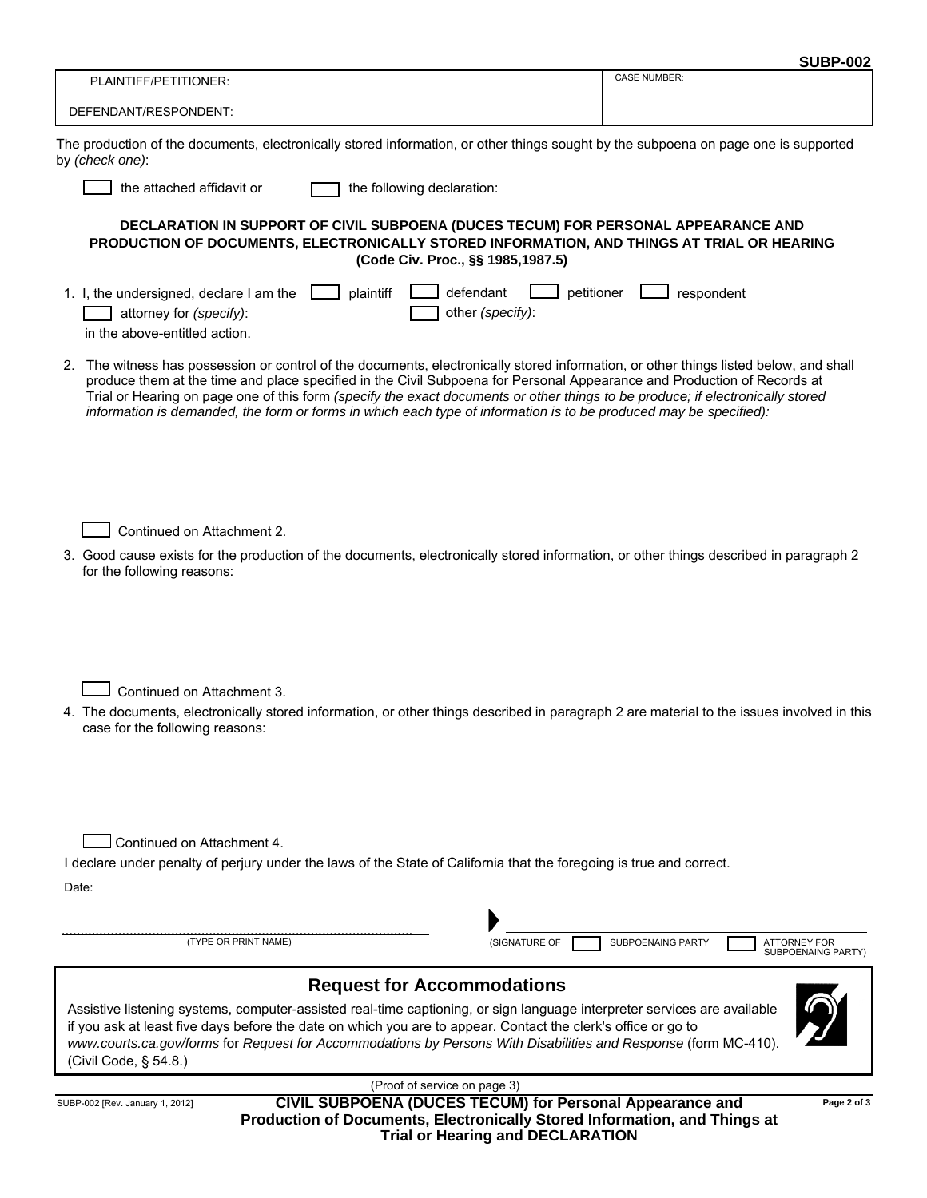SUBP-002

| PLAINTIFF/PETITIONER: | CASE NUMBER: |
| --- | --- |
| DEFENDANT/RESPONDENT: | |

The production of the documents, electronically stored information, or other things sought by the subpoena on page one is supported by *(check one)*:

☐ the attached affidavit or ☐ the following declaration:

**DECLARATION IN SUPPORT OF CIVIL SUBPOENA (DUCES TECUM) FOR PERSONAL APPEARANCE AND PRODUCTION OF DOCUMENTS, ELECTRONICALLY STORED INFORMATION, AND THINGS AT TRIAL OR HEARING**
**(Code Civ. Proc., §§ 1985,1987.5)**

1. I, the undersigned, declare I am the ☐ plaintiff ☐ defendant ☐ petitioner ☐ respondent
   ☐ attorney for *(specify)*: ☐ other *(specify)*:
   in the above-entitled action.

2. The witness has possession or control of the documents, electronically stored information, or other things listed below, and shall produce them at the time and place specified in the Civil Subpoena for Personal Appearance and Production of Records at Trial or Hearing on page one of this form *(specify the exact documents or other things to be produce; if electronically stored information is demanded, the form or forms in which each type of information is to be produced may be specified):*

   ☐ Continued on Attachment 2.

3. Good cause exists for the production of the documents, electronically stored information, or other things described in paragraph 2 for the following reasons:

   ☐ Continued on Attachment 3.

4. The documents, electronically stored information, or other things described in paragraph 2 are material to the issues involved in this case for the following reasons:

   ☐ Continued on Attachment 4.

I declare under penalty of perjury under the laws of the State of California that the foregoing is true and correct.

Date:

| (TYPE OR PRINT NAME) | (SIGNATURE OF ☐ SUBPOENAING PARTY ☐ ATTORNEY FOR SUBPOENAING PARTY) |
| --- | --- |

## Request for Accommodations

Assistive listening systems, computer-assisted real-time captioning, or sign language interpreter services are available if you ask at least five days before the date on which you are to appear. Contact the clerk's office or go to *www.courts.ca.gov/forms* for *Request for Accommodations by Persons With Disabilities and Response* (form MC-410). (Civil Code, § 54.8.)

(Proof of service on page 3)

SUBP-002 [Rev. January 1, 2012]

**CIVIL SUBPOENA (DUCES TECUM) for Personal Appearance and Production of Documents, Electronically Stored Information, and Things at Trial or Hearing and DECLARATION**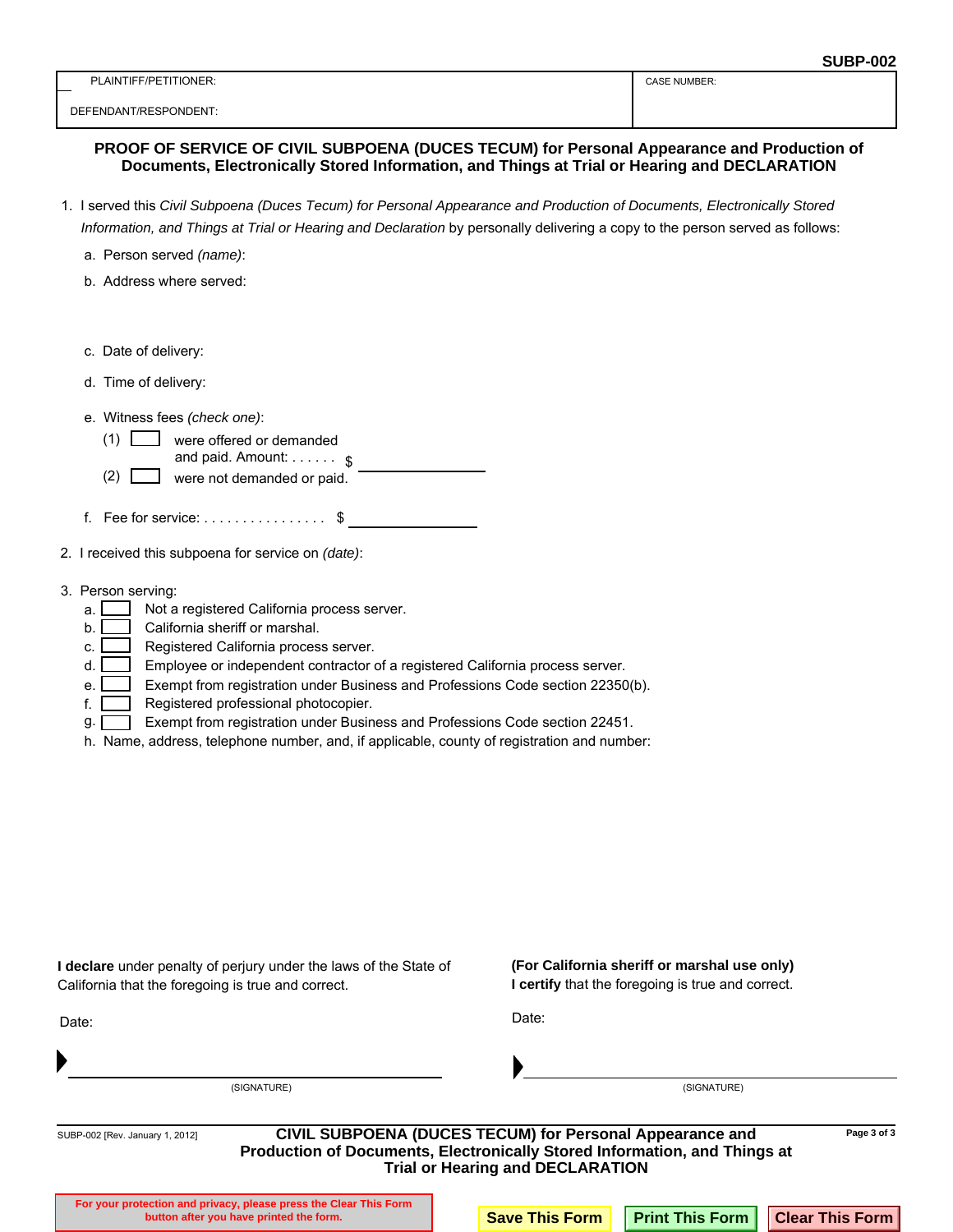SUBP-002

| PLAINTIFF/PETITIONER: | CASE NUMBER: |
| --- | --- |
| DEFENDANT/RESPONDENT: | |

## PROOF OF SERVICE OF CIVIL SUBPOENA (DUCES TECUM) for Personal Appearance and Production of Documents, Electronically Stored Information, and Things at Trial or Hearing and DECLARATION

1. I served this *Civil Subpoena (Duces Tecum) for Personal Appearance and Production of Documents, Electronically Stored Information, and Things at Trial or Hearing and Declaration* by personally delivering a copy to the person served as follows:

   a. Person served *(name)*:

   b. Address where served:

   c. Date of delivery:

   d. Time of delivery:

   e. Witness fees *(check one)*:

      (1) ☐ were offered or demanded and paid. Amount: . . . . . . $ ____________

      (2) ☐ were not demanded or paid.

   f. Fee for service: . . . . . . . . . . . . . . . . . $ ____________

2. I received this subpoena for service on *(date)*:

3. Person serving:

   a. ☐ Not a registered California process server.

   b. ☐ California sheriff or marshal.

   c. ☐ Registered California process server.

   d. ☐ Employee or independent contractor of a registered California process server.

   e. ☐ Exempt from registration under Business and Professions Code section 22350(b).

   f. ☐ Registered professional photocopier.

   g. ☐ Exempt from registration under Business and Professions Code section 22451.

   h. Name, address, telephone number, and, if applicable, county of registration and number:

**I declare** under penalty of perjury under the laws of the State of California that the foregoing is true and correct.

Date:

▶ ______________________________
(SIGNATURE)

**(For California sheriff or marshal use only)**
**I certify** that the foregoing is true and correct.

Date:

▶ ______________________________
(SIGNATURE)

SUBP-002 [Rev. January 1, 2012]

**CIVIL SUBPOENA (DUCES TECUM) for Personal Appearance and Production of Documents, Electronically Stored Information, and Things at Trial or Hearing and DECLARATION**

For your protection and privacy, please press the Clear This Form button after you have printed the form.

Save This Form | Print This Form | Clear This Form